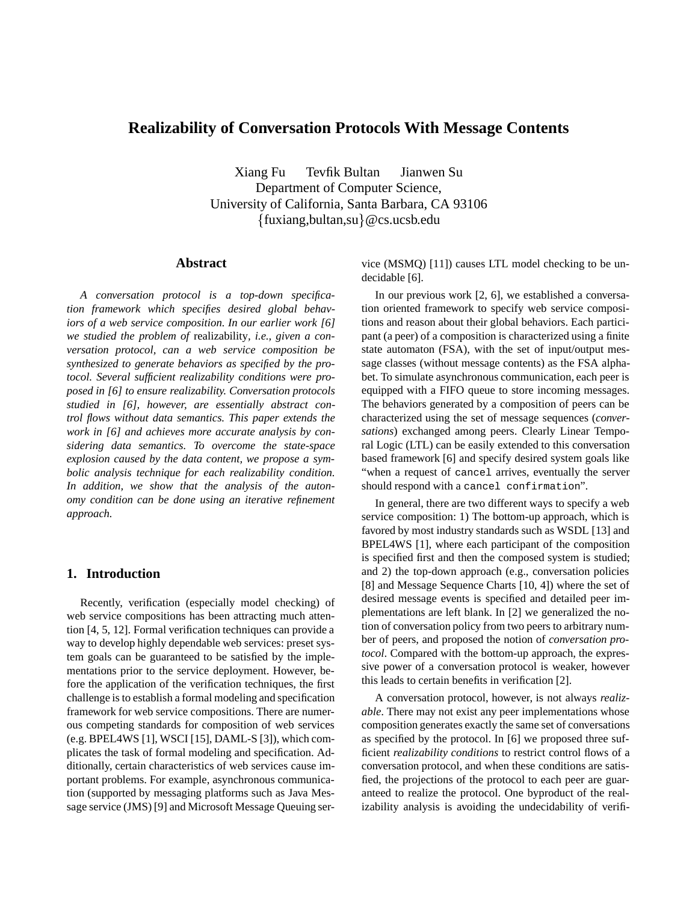# Realizability of Conversation Protocols With Message Contents

Xiang Fu  Tevfik Bultan  Jianwen Su
Department of Computer Science,
University of California, Santa Barbara, CA 93106
{fuxiang,bultan,su}@cs.ucsb.edu

## Abstract

*A conversation protocol is a top-down specification framework which specifies desired global behaviors of a web service composition. In our earlier work [6] we studied the problem of* realizability*, i.e., given a conversation protocol, can a web service composition be synthesized to generate behaviors as specified by the protocol. Several sufficient realizability conditions were proposed in [6] to ensure realizability. Conversation protocols studied in [6], however, are essentially abstract control flows without data semantics. This paper extends the work in [6] and achieves more accurate analysis by considering data semantics. To overcome the state-space explosion caused by the data content, we propose a symbolic analysis technique for each realizability condition. In addition, we show that the analysis of the autonomy condition can be done using an iterative refinement approach.*

## 1. Introduction

Recently, verification (especially model checking) of web service compositions has been attracting much attention [4, 5, 12]. Formal verification techniques can provide a way to develop highly dependable web services: preset system goals can be guaranteed to be satisfied by the implementations prior to the service deployment. However, before the application of the verification techniques, the first challenge is to establish a formal modeling and specification framework for web service compositions. There are numerous competing standards for composition of web services (e.g. BPEL4WS [1], WSCI [15], DAML-S [3]), which complicates the task of formal modeling and specification. Additionally, certain characteristics of web services cause important problems. For example, asynchronous communication (supported by messaging platforms such as Java Message service (JMS) [9] and Microsoft Message Queuing service (MSMQ) [11]) causes LTL model checking to be undecidable [6].

In our previous work [2, 6], we established a conversation oriented framework to specify web service compositions and reason about their global behaviors. Each participant (a peer) of a composition is characterized using a finite state automaton (FSA), with the set of input/output message classes (without message contents) as the FSA alphabet. To simulate asynchronous communication, each peer is equipped with a FIFO queue to store incoming messages. The behaviors generated by a composition of peers can be characterized using the set of message sequences (*conversations*) exchanged among peers. Clearly Linear Temporal Logic (LTL) can be easily extended to this conversation based framework [6] and specify desired system goals like "when a request of `cancel` arrives, eventually the server should respond with a `cancel confirmation`".

In general, there are two different ways to specify a web service composition: 1) The bottom-up approach, which is favored by most industry standards such as WSDL [13] and BPEL4WS [1], where each participant of the composition is specified first and then the composed system is studied; and 2) the top-down approach (e.g., conversation policies [8] and Message Sequence Charts [10, 4]) where the set of desired message events is specified and detailed peer implementations are left blank. In [2] we generalized the notion of conversation policy from two peers to arbitrary number of peers, and proposed the notion of *conversation protocol*. Compared with the bottom-up approach, the expressive power of a conversation protocol is weaker, however this leads to certain benefits in verification [2].

A conversation protocol, however, is not always *realizable*. There may not exist any peer implementations whose composition generates exactly the same set of conversations as specified by the protocol. In [6] we proposed three sufficient *realizability conditions* to restrict control flows of a conversation protocol, and when these conditions are satisfied, the projections of the protocol to each peer are guaranteed to realize the protocol. One byproduct of the realizability analysis is avoiding the undecidability of verifi-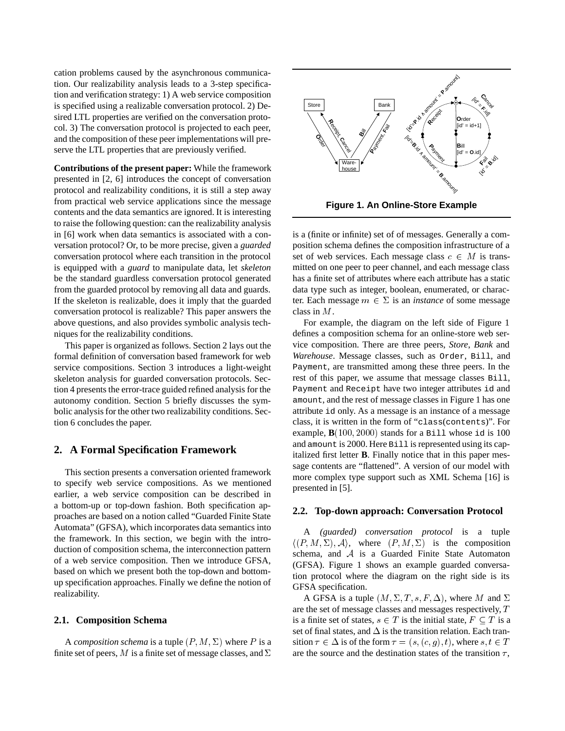cation problems caused by the asynchronous communication. Our realizability analysis leads to a 3-step specification and verification strategy: 1) A web service composition is specified using a realizable conversation protocol. 2) Desired LTL properties are verified on the conversation protocol. 3) The conversation protocol is projected to each peer, and the composition of these peer implementations will preserve the LTL properties that are previously verified.

**Contributions of the present paper:** While the framework presented in [2, 6] introduces the concept of conversation protocol and realizability conditions, it is still a step away from practical web service applications since the message contents and the data semantics are ignored. It is interesting to raise the following question: can the realizability analysis in [6] work when data semantics is associated with a conversation protocol? Or, to be more precise, given a *guarded* conversation protocol where each transition in the protocol is equipped with a *guard* to manipulate data, let *skeleton* be the standard guardless conversation protocol generated from the guarded protocol by removing all data and guards. If the skeleton is realizable, does it imply that the guarded conversation protocol is realizable? This paper answers the above questions, and also provides symbolic analysis techniques for the realizability conditions.

This paper is organized as follows. Section 2 lays out the formal definition of conversation based framework for web service compositions. Section 3 introduces a light-weight skeleton analysis for guarded conversation protocols. Section 4 presents the error-trace guided refined analysis for the autonomy condition. Section 5 briefly discusses the symbolic analysis for the other two realizability conditions. Section 6 concludes the paper.

## 2. A Formal Specification Framework

This section presents a conversation oriented framework to specify web service compositions. As we mentioned earlier, a web service composition can be described in a bottom-up or top-down fashion. Both specification approaches are based on a notion called "Guarded Finite State Automata" (GFSA), which incorporates data semantics into the framework. In this section, we begin with the introduction of composition schema, the interconnection pattern of a web service composition. Then we introduce GFSA, based on which we present both the top-down and bottom-up specification approaches. Finally we define the notion of realizability.

### 2.1. Composition Schema

A *composition schema* is a tuple $(P, M, \Sigma)$ where $P$ is a finite set of peers, $M$ is a finite set of message classes, and $\Sigma$ is a (finite or infinite) set of of messages. Generally a composition schema defines the composition infrastructure of a set of web services. Each message class $c \in M$ is transmitted on one peer to peer channel, and each message class has a finite set of attributes where each attribute has a static data type such as integer, boolean, enumerated, or character. Each message $m \in \Sigma$ is an *instance* of some message class in $M$.

**Figure 1. An Online-Store Example**

For example, the diagram on the left side of Figure 1 defines a composition schema for an online-store web service composition. There are three peers, *Store*, *Bank* and *Warehouse*. Message classes, such as `Order`, `Bill`, and `Payment`, are transmitted among these three peers. In the rest of this paper, we assume that message classes `Bill`, `Payment` and `Receipt` have two integer attributes `id` and `amount`, and the rest of message classes in Figure 1 has one attribute `id` only. As a message is an instance of a message class, it is written in the form of "`class(contents)`". For example, **B**$(100, 2000)$ stands for a `Bill` whose `id` is 100 and `amount` is 2000. Here `Bill` is represented using its capitalized first letter **B**. Finally notice that in this paper message contents are "flattened". A version of our model with more complex type support such as XML Schema [16] is presented in [5].

### 2.2. Top-down approach: Conversation Protocol

A *(guarded) conversation protocol* is a tuple $\langle (P, M, \Sigma), \mathcal{A} \rangle$, where $(P, M, \Sigma)$ is the composition schema, and $\mathcal{A}$ is a Guarded Finite State Automaton (GFSA). Figure 1 shows an example guarded conversation protocol where the diagram on the right side is its GFSA specification.

A GFSA is a tuple $(M, \Sigma, T, s, F, \Delta)$, where $M$ and $\Sigma$ are the set of message classes and messages respectively, $T$ is a finite set of states, $s \in T$ is the initial state, $F \subseteq T$ is a set of final states, and $\Delta$ is the transition relation. Each transition $\tau \in \Delta$ is of the form $\tau = (s, (c, g), t)$, where $s, t \in T$ are the source and the destination states of the transition $\tau$,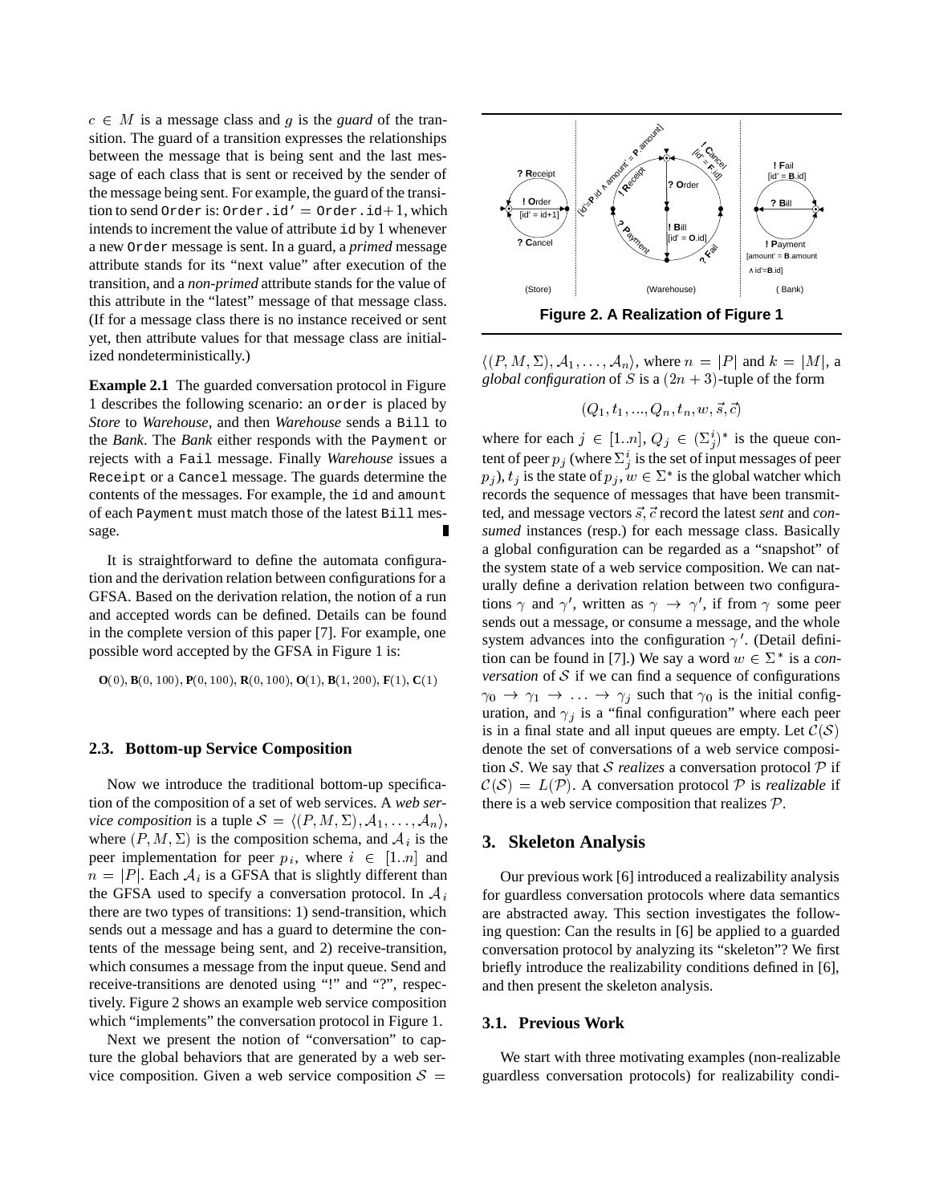$c \in M$ is a message class and $g$ is the *guard* of the transition. The guard of a transition expresses the relationships between the message that is being sent and the last message of each class that is sent or received by the sender of the message being sent. For example, the guard of the transition to send `Order` is: `Order.id'` $=$ `Order.id`$+1$, which intends to increment the value of attribute `id` by 1 whenever a new `Order` message is sent. In a guard, a *primed* message attribute stands for its "next value" after execution of the transition, and a *non-primed* attribute stands for the value of this attribute in the "latest" message of that message class. (If for a message class there is no instance received or sent yet, then attribute values for that message class are initialized nondeterministically.)

**Example 2.1** The guarded conversation protocol in Figure 1 describes the following scenario: an `order` is placed by *Store* to *Warehouse*, and then *Warehouse* sends a `Bill` to the *Bank*. The *Bank* either responds with the `Payment` or rejects with a `Fail` message. Finally *Warehouse* issues a `Receipt` or a `Cancel` message. The guards determine the contents of the messages. For example, the `id` and `amount` of each `Payment` must match those of the latest `Bill` message. ∎

It is straightforward to define the automata configuration and the derivation relation between configurations for a GFSA. Based on the derivation relation, the notion of a run and accepted words can be defined. Details can be found in the complete version of this paper [7]. For example, one possible word accepted by the GFSA in Figure 1 is:

**O**$(0)$, **B**$(0, 100)$, **P**$(0, 100)$, **R**$(0, 100)$, **O**$(1)$, **B**$(1, 200)$, **F**$(1)$, **C**$(1)$

### 2.3. Bottom-up Service Composition

Now we introduce the traditional bottom-up specification of the composition of a set of web services. A *web service composition* is a tuple $\mathcal{S} = \langle (P, M, \Sigma), \mathcal{A}_1, \ldots, \mathcal{A}_n \rangle$, where $(P, M, \Sigma)$ is the composition schema, and $\mathcal{A}_i$ is the peer implementation for peer $p_i$, where $i \in [1..n]$ and $n = |P|$. Each $\mathcal{A}_i$ is a GFSA that is slightly different than the GFSA used to specify a conversation protocol. In $\mathcal{A}_i$ there are two types of transitions: 1) send-transition, which sends out a message and has a guard to determine the contents of the message being sent, and 2) receive-transition, which consumes a message from the input queue. Send and receive-transitions are denoted using "!" and "?", respectively. Figure 2 shows an example web service composition which "implements" the conversation protocol in Figure 1.

Next we present the notion of "conversation" to capture the global behaviors that are generated by a web service composition. Given a web service composition $\mathcal{S} = \langle (P, M, \Sigma), \mathcal{A}_1, \ldots, \mathcal{A}_n \rangle$, where $n = |P|$ and $k = |M|$, a *global configuration* of $S$ is a $(2n + 3)$-tuple of the form

$$(Q_1, t_1, ..., Q_n, t_n, w, \vec{s}, \vec{c})$$

where for each $j \in [1..n]$, $Q_j \in (\Sigma^i_j)^*$ is the queue content of peer $p_j$ (where $\Sigma^i_j$ is the set of input messages of peer $p_j$), $t_j$ is the state of $p_j$, $w \in \Sigma^*$ is the global watcher which records the sequence of messages that have been transmitted, and message vectors $\vec{s}, \vec{c}$ record the latest *sent* and *consumed* instances (resp.) for each message class. Basically a global configuration can be regarded as a "snapshot" of the system state of a web service composition. We can naturally define a derivation relation between two configurations $\gamma$ and $\gamma'$, written as $\gamma \rightarrow \gamma'$, if from $\gamma$ some peer sends out a message, or consume a message, and the whole system advances into the configuration $\gamma'$. (Detail definition can be found in [7].) We say a word $w \in \Sigma^*$ is a *conversation* of $\mathcal{S}$ if we can find a sequence of configurations $\gamma_0 \rightarrow \gamma_1 \rightarrow \ldots \rightarrow \gamma_j$ such that $\gamma_0$ is the initial configuration, and $\gamma_j$ is a "final configuration" where each peer is in a final state and all input queues are empty. Let $\mathcal{C}(\mathcal{S})$ denote the set of conversations of a web service composition $\mathcal{S}$. We say that $\mathcal{S}$ *realizes* a conversation protocol $\mathcal{P}$ if $\mathcal{C}(\mathcal{S}) = L(\mathcal{P})$. A conversation protocol $\mathcal{P}$ is *realizable* if there is a web service composition that realizes $\mathcal{P}$.

**Figure 2. A Realization of Figure 1**

## 3. Skeleton Analysis

Our previous work [6] introduced a realizability analysis for guardless conversation protocols where data semantics are abstracted away. This section investigates the following question: Can the results in [6] be applied to a guarded conversation protocol by analyzing its "skeleton"? We first briefly introduce the realizability conditions defined in [6], and then present the skeleton analysis.

### 3.1. Previous Work

We start with three motivating examples (non-realizable guardless conversation protocols) for realizability condi-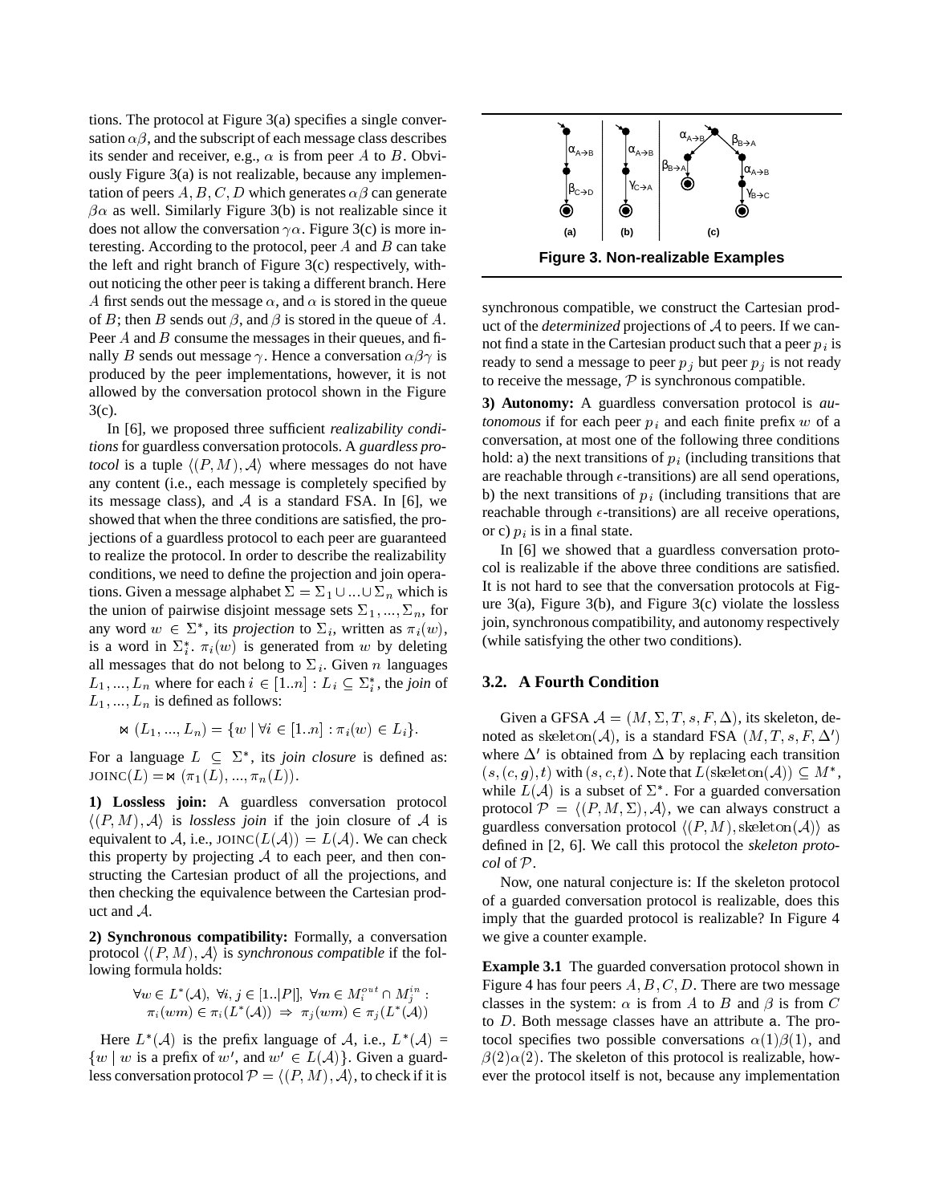tions. The protocol at Figure 3(a) specifies a single conversation $\alpha\beta$, and the subscript of each message class describes its sender and receiver, e.g., $\alpha$ is from peer $A$ to $B$. Obviously Figure 3(a) is not realizable, because any implementation of peers $A, B, C, D$ which generates $\alpha\beta$ can generate $\beta\alpha$ as well. Similarly Figure 3(b) is not realizable since it does not allow the conversation $\gamma\alpha$. Figure 3(c) is more interesting. According to the protocol, peer $A$ and $B$ can take the left and right branch of Figure 3(c) respectively, without noticing the other peer is taking a different branch. Here $A$ first sends out the message $\alpha$, and $\alpha$ is stored in the queue of $B$; then $B$ sends out $\beta$, and $\beta$ is stored in the queue of $A$. Peer $A$ and $B$ consume the messages in their queues, and finally $B$ sends out message $\gamma$. Hence a conversation $\alpha\beta\gamma$ is produced by the peer implementations, however, it is not allowed by the conversation protocol shown in the Figure 3(c).

In [6], we proposed three sufficient *realizability conditions* for guardless conversation protocols. A *guardless protocol* is a tuple $\langle (P, M), \mathcal{A} \rangle$ where messages do not have any content (i.e., each message is completely specified by its message class), and $\mathcal{A}$ is a standard FSA. In [6], we showed that when the three conditions are satisfied, the projections of a guardless protocol to each peer are guaranteed to realize the protocol. In order to describe the realizability conditions, we need to define the projection and join operations. Given a message alphabet $\Sigma = \Sigma_1 \cup ... \cup \Sigma_n$ which is the union of pairwise disjoint message sets $\Sigma_1, ..., \Sigma_n$, for any word $w \in \Sigma^*$, its *projection* to $\Sigma_i$, written as $\pi_i(w)$, is a word in $\Sigma_i^*$. $\pi_i(w)$ is generated from $w$ by deleting all messages that do not belong to $\Sigma_i$. Given $n$ languages $L_1, ..., L_n$ where for each $i \in [1..n] : L_i \subseteq \Sigma_i^*$, the *join* of $L_1, ..., L_n$ is defined as follows:

$$\bowtie (L_1, ..., L_n) = \{ w \mid \forall i \in [1..n] : \pi_i(w) \in L_i \}.$$

For a language $L \subseteq \Sigma^*$, its *join closure* is defined as: $\text{JOINC}(L) = \bowtie (\pi_1(L), ..., \pi_n(L))$.

**1) Lossless join:** A guardless conversation protocol $\langle (P, M), \mathcal{A} \rangle$ is *lossless join* if the join closure of $\mathcal{A}$ is equivalent to $\mathcal{A}$, i.e., $\text{JOINC}(L(\mathcal{A})) = L(\mathcal{A})$. We can check this property by projecting $\mathcal{A}$ to each peer, and then constructing the Cartesian product of all the projections, and then checking the equivalence between the Cartesian product and $\mathcal{A}$.

**2) Synchronous compatibility:** Formally, a conversation protocol $\langle (P, M), \mathcal{A} \rangle$ is *synchronous compatible* if the following formula holds:

$$\forall w \in L^*(\mathcal{A}),\ \forall i, j \in [1..|P|],\ \forall m \in M_i^{out} \cap M_j^{in} : \\ \pi_i(wm) \in \pi_i(L^*(\mathcal{A})) \Rightarrow \pi_j(wm) \in \pi_j(L^*(\mathcal{A}))$$

Here $L^*(\mathcal{A})$ is the prefix language of $\mathcal{A}$, i.e., $L^*(\mathcal{A}) = \{ w \mid w \text{ is a prefix of } w', \text{ and } w' \in L(\mathcal{A}) \}$. Given a guardless conversation protocol $\mathcal{P} = \langle (P, M), \mathcal{A} \rangle$, to check if it is synchronous compatible, we construct the Cartesian product of the *determinized* projections of $\mathcal{A}$ to peers. If we cannot find a state in the Cartesian product such that a peer $p_i$ is ready to send a message to peer $p_j$ but peer $p_j$ is not ready to receive the message, $\mathcal{P}$ is synchronous compatible.

Figure 3. Non-realizable Examples

**3) Autonomy:** A guardless conversation protocol is *autonomous* if for each peer $p_i$ and each finite prefix $w$ of a conversation, at most one of the following three conditions hold: a) the next transitions of $p_i$ (including transitions that are reachable through $\epsilon$-transitions) are all send operations, b) the next transitions of $p_i$ (including transitions that are reachable through $\epsilon$-transitions) are all receive operations, or c) $p_i$ is in a final state.

In [6] we showed that a guardless conversation protocol is realizable if the above three conditions are satisfied. It is not hard to see that the conversation protocols at Figure 3(a), Figure 3(b), and Figure 3(c) violate the lossless join, synchronous compatibility, and autonomy respectively (while satisfying the other two conditions).

### 3.2. A Fourth Condition

Given a GFSA $\mathcal{A} = (M, \Sigma, T, s, F, \Delta)$, its skeleton, denoted as $\text{skeleton}(\mathcal{A})$, is a standard FSA $(M, T, s, F, \Delta')$ where $\Delta'$ is obtained from $\Delta$ by replacing each transition $(s, (c, g), t)$ with $(s, c, t)$. Note that $L(\text{skeleton}(\mathcal{A})) \subseteq M^*$, while $L(\mathcal{A})$ is a subset of $\Sigma^*$. For a guarded conversation protocol $\mathcal{P} = \langle (P, M, \Sigma), \mathcal{A} \rangle$, we can always construct a guardless conversation protocol $\langle (P, M), \text{skeleton}(\mathcal{A}) \rangle$ as defined in [2, 6]. We call this protocol the *skeleton protocol* of $\mathcal{P}$.

Now, one natural conjecture is: If the skeleton protocol of a guarded conversation protocol is realizable, does this imply that the guarded protocol is realizable? In Figure 4 we give a counter example.

**Example 3.1** The guarded conversation protocol shown in Figure 4 has four peers $A, B, C, D$. There are two message classes in the system: $\alpha$ is from $A$ to $B$ and $\beta$ is from $C$ to $D$. Both message classes have an attribute a. The protocol specifies two possible conversations $\alpha(1)\beta(1)$, and $\beta(2)\alpha(2)$. The skeleton of this protocol is realizable, however the protocol itself is not, because any implementation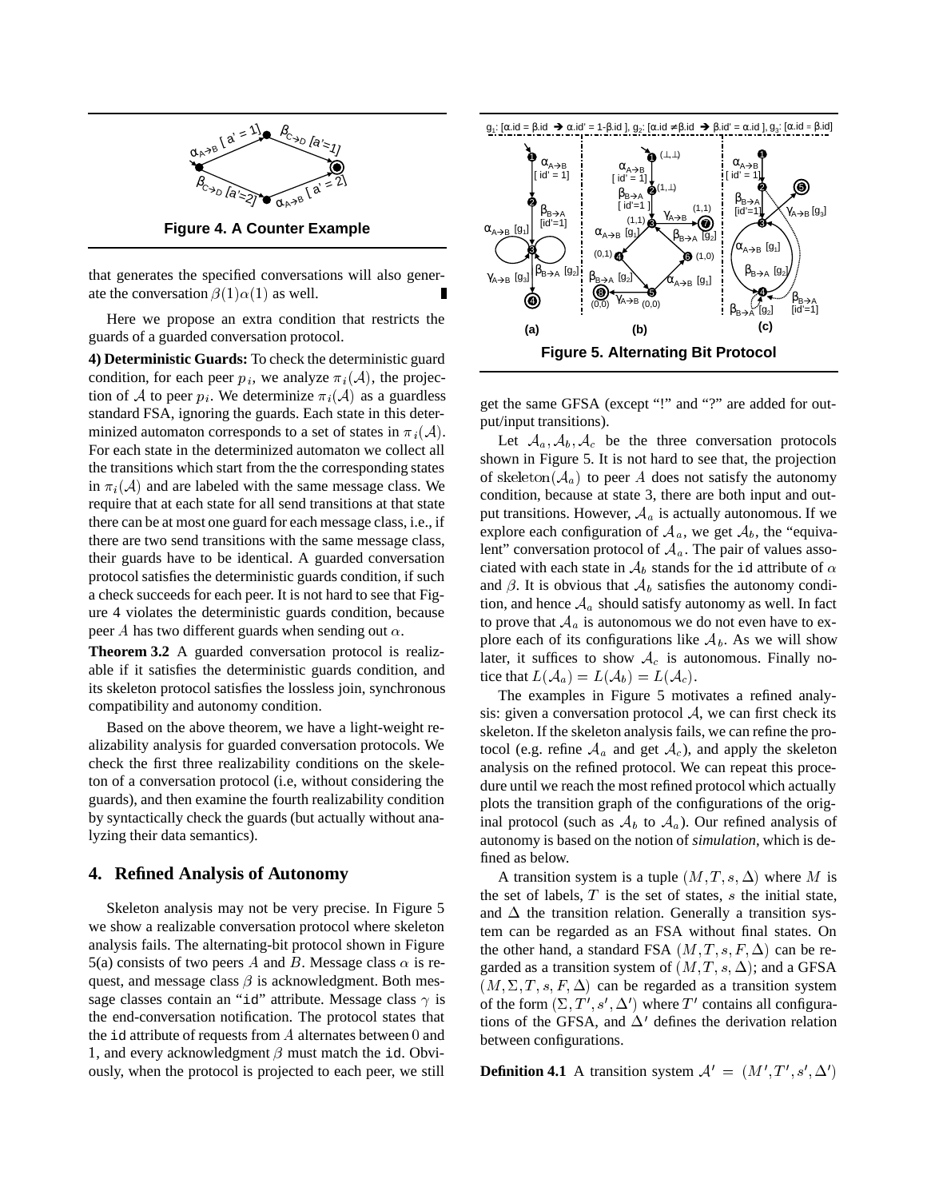**Figure 4. A Counter Example**

that generates the specified conversations will also generate the conversation $\beta(1)\alpha(1)$ as well. ∎

Here we propose an extra condition that restricts the guards of a guarded conversation protocol.

**4) Deterministic Guards:** To check the deterministic guard condition, for each peer $p_i$, we analyze $\pi_i(\mathcal{A})$, the projection of $\mathcal{A}$ to peer $p_i$. We determinize $\pi_i(\mathcal{A})$ as a guardless standard FSA, ignoring the guards. Each state in this determinized automaton corresponds to a set of states in $\pi_i(\mathcal{A})$. For each state in the determinized automaton we collect all the transitions which start from the the corresponding states in $\pi_i(\mathcal{A})$ and are labeled with the same message class. We require that at each state for all send transitions at that state there can be at most one guard for each message class, i.e., if there are two send transitions with the same message class, their guards have to be identical. A guarded conversation protocol satisfies the deterministic guards condition, if such a check succeeds for each peer. It is not hard to see that Figure 4 violates the deterministic guards condition, because peer $A$ has two different guards when sending out $\alpha$.

**Theorem 3.2** A guarded conversation protocol is realizable if it satisfies the deterministic guards condition, and its skeleton protocol satisfies the lossless join, synchronous compatibility and autonomy condition.

Based on the above theorem, we have a light-weight realizability analysis for guarded conversation protocols. We check the first three realizability conditions on the skeleton of a conversation protocol (i.e, without considering the guards), and then examine the fourth realizability condition by syntactically check the guards (but actually without analyzing their data semantics).

## 4. Refined Analysis of Autonomy

Skeleton analysis may not be very precise. In Figure 5 we show a realizable conversation protocol where skeleton analysis fails. The alternating-bit protocol shown in Figure 5(a) consists of two peers $A$ and $B$. Message class $\alpha$ is request, and message class $\beta$ is acknowledgment. Both message classes contain an "id" attribute. Message class $\gamma$ is the end-conversation notification. The protocol states that the id attribute of requests from $A$ alternates between 0 and 1, and every acknowledgment $\beta$ must match the id. Obviously, when the protocol is projected to each peer, we still get the same GFSA (except "!" and "?" are added for output/input transitions).

**Figure 5. Alternating Bit Protocol**

Let $\mathcal{A}_a, \mathcal{A}_b, \mathcal{A}_c$ be the three conversation protocols shown in Figure 5. It is not hard to see that, the projection of $\mathrm{skeleton}(\mathcal{A}_a)$ to peer $A$ does not satisfy the autonomy condition, because at state 3, there are both input and output transitions. However, $\mathcal{A}_a$ is actually autonomous. If we explore each configuration of $\mathcal{A}_a$, we get $\mathcal{A}_b$, the "equivalent" conversation protocol of $\mathcal{A}_a$. The pair of values associated with each state in $\mathcal{A}_b$ stands for the id attribute of $\alpha$ and $\beta$. It is obvious that $\mathcal{A}_b$ satisfies the autonomy condition, and hence $\mathcal{A}_a$ should satisfy autonomy as well. In fact to prove that $\mathcal{A}_a$ is autonomous we do not even have to explore each of its configurations like $\mathcal{A}_b$. As we will show later, it suffices to show $\mathcal{A}_c$ is autonomous. Finally notice that $L(\mathcal{A}_a) = L(\mathcal{A}_b) = L(\mathcal{A}_c)$.

The examples in Figure 5 motivates a refined analysis: given a conversation protocol $\mathcal{A}$, we can first check its skeleton. If the skeleton analysis fails, we can refine the protocol (e.g. refine $\mathcal{A}_a$ and get $\mathcal{A}_c$), and apply the skeleton analysis on the refined protocol. We can repeat this procedure until we reach the most refined protocol which actually plots the transition graph of the configurations of the original protocol (such as $\mathcal{A}_b$ to $\mathcal{A}_a$). Our refined analysis of autonomy is based on the notion of *simulation*, which is defined as below.

A transition system is a tuple $(M, T, s, \Delta)$ where $M$ is the set of labels, $T$ is the set of states, $s$ the initial state, and $\Delta$ the transition relation. Generally a transition system can be regarded as an FSA without final states. On the other hand, a standard FSA $(M, T, s, F, \Delta)$ can be regarded as a transition system of $(M, T, s, \Delta)$; and a GFSA $(M, \Sigma, T, s, F, \Delta)$ can be regarded as a transition system of the form $(\Sigma, T', s', \Delta')$ where $T'$ contains all configurations of the GFSA, and $\Delta'$ defines the derivation relation between configurations.

**Definition 4.1** A transition system $\mathcal{A}' = (M', T', s', \Delta')$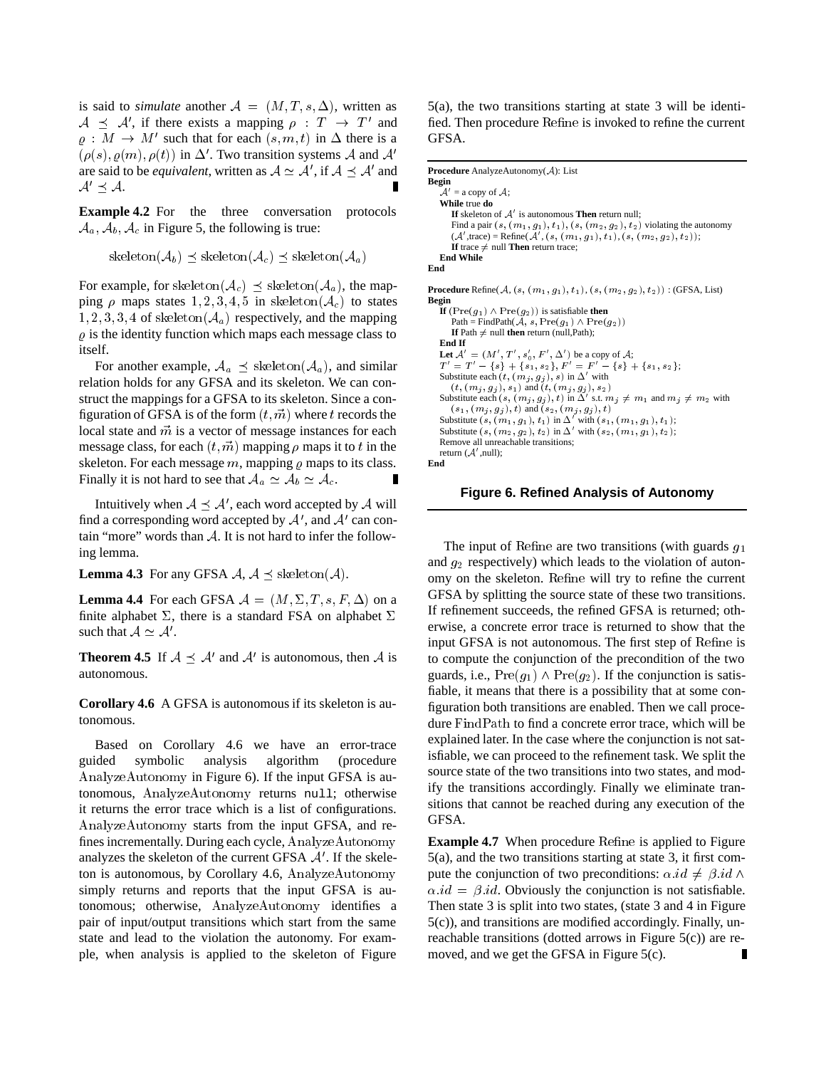is said to *simulate* another $\mathcal{A} = (M, T, s, \Delta)$, written as $\mathcal{A} \preceq \mathcal{A}'$, if there exists a mapping $\rho : T \to T'$ and $\varrho : M \to M'$ such that for each $(s, m, t)$ in $\Delta$ there is a $(\rho(s), \varrho(m), \rho(t))$ in $\Delta'$. Two transition systems $\mathcal{A}$ and $\mathcal{A}'$ are said to be *equivalent*, written as $\mathcal{A} \simeq \mathcal{A}'$, if $\mathcal{A} \preceq \mathcal{A}'$ and $\mathcal{A}' \preceq \mathcal{A}$. ∎

**Example 4.2** For the three conversation protocols $\mathcal{A}_a, \mathcal{A}_b, \mathcal{A}_c$ in Figure 5, the following is true:

$$\text{skeleton}(\mathcal{A}_b) \preceq \text{skeleton}(\mathcal{A}_c) \preceq \text{skeleton}(\mathcal{A}_a)$$

For example, for $\text{skeleton}(\mathcal{A}_c) \preceq \text{skeleton}(\mathcal{A}_a)$, the mapping $\rho$ maps states $1, 2, 3, 4, 5$ in $\text{skeleton}(\mathcal{A}_c)$ to states $1, 2, 3, 3, 4$ of $\text{skeleton}(\mathcal{A}_a)$ respectively, and the mapping $\varrho$ is the identity function which maps each message class to itself.

For another example, $\mathcal{A}_a \preceq \text{skeleton}(\mathcal{A}_a)$, and similar relation holds for any GFSA and its skeleton. We can construct the mappings for a GFSA to its skeleton. Since a configuration of GFSA is of the form $(t, \vec{m})$ where $t$ records the local state and $\vec{m}$ is a vector of message instances for each message class, for each $(t, \vec{m})$ mapping $\rho$ maps it to $t$ in the skeleton. For each message $m$, mapping $\varrho$ maps to its class. Finally it is not hard to see that $\mathcal{A}_a \simeq \mathcal{A}_b \simeq \mathcal{A}_c$. ∎

Intuitively when $\mathcal{A} \preceq \mathcal{A}'$, each word accepted by $\mathcal{A}$ will find a corresponding word accepted by $\mathcal{A}'$, and $\mathcal{A}'$ can contain "more" words than $\mathcal{A}$. It is not hard to infer the following lemma.

**Lemma 4.3** For any GFSA $\mathcal{A}$, $\mathcal{A} \preceq \text{skeleton}(\mathcal{A})$.

**Lemma 4.4** For each GFSA $\mathcal{A} = (M, \Sigma, T, s, F, \Delta)$ on a finite alphabet $\Sigma$, there is a standard FSA on alphabet $\Sigma$ such that $\mathcal{A} \simeq \mathcal{A}'$.

**Theorem 4.5** If $\mathcal{A} \preceq \mathcal{A}'$ and $\mathcal{A}'$ is autonomous, then $\mathcal{A}$ is autonomous.

**Corollary 4.6** A GFSA is autonomous if its skeleton is autonomous.

Based on Corollary 4.6 we have an error-trace guided symbolic analysis algorithm (procedure $\text{AnalyzeAutonomy}$ in Figure 6). If the input GFSA is autonomous, $\text{AnalyzeAutonomy}$ returns `null`; otherwise it returns the error trace which is a list of configurations. $\text{AnalyzeAutonomy}$ starts from the input GFSA, and refines incrementally. During each cycle, $\text{AnalyzeAutonomy}$ analyzes the skeleton of the current GFSA $\mathcal{A}'$. If the skeleton is autonomous, by Corollary 4.6, $\text{AnalyzeAutonomy}$ simply returns and reports that the input GFSA is autonomous; otherwise, $\text{AnalyzeAutonomy}$ identifies a pair of input/output transitions which start from the same state and lead to the violation the autonomy. For example, when analysis is applied to the skeleton of Figure 5(a), the two transitions starting at state 3 will be identified. Then procedure $\text{Refine}$ is invoked to refine the current GFSA.

```
Procedure AnalyzeAutonomy(A): List
Begin
   A' = a copy of A;
   While true do
      If skeleton of A' is autonomous Then return null;
      Find a pair (s, (m1, g1), t1), (s, (m2, g2), t2) violating the autonomy
      (A',trace) = Refine(A', (s, (m1, g1), t1), (s, (m2, g2), t2));
      If trace ≠ null Then return trace;
   End While
End

Procedure Refine(A, (s, (m1, g1), t1), (s, (m2, g2), t2)) : (GFSA, List)
Begin
   If (Pre(g1) ∧ Pre(g2)) is satisfiable then
      Path = FindPath(A, s, Pre(g1) ∧ Pre(g2))
      If Path ≠ null then return (null,Path);
   End If
   Let A' = (M', T', s'0, F', Δ') be a copy of A;
   T' = T' − {s} + {s1, s2}, F' = F' − {s} + {s1, s2};
   Substitute each (t, (mj, gj), s) in Δ' with
      (t, (mj, gj), s1) and (t, (mj, gj), s2)
   Substitute each (s, (mj, gj), t) in Δ' s.t. mj ≠ m1 and mj ≠ m2 with
      (s1, (mj, gj), t) and (s2, (mj, gj), t)
   Substitute (s, (m1, g1), t1) in Δ' with (s1, (m1, g1), t1);
   Substitute (s, (m2, g2), t2) in Δ' with (s2, (m1, g1), t2);
   Remove all unreachable transitions;
   return (A',null);
End
```

**Figure 6. Refined Analysis of Autonomy**

The input of $\text{Refine}$ are two transitions (with guards $g_1$ and $g_2$ respectively) which leads to the violation of autonomy on the skeleton. $\text{Refine}$ will try to refine the current GFSA by splitting the source state of these two transitions. If refinement succeeds, the refined GFSA is returned; otherwise, a concrete error trace is returned to show that the input GFSA is not autonomous. The first step of $\text{Refine}$ is to compute the conjunction of the precondition of the two guards, i.e., $\text{Pre}(g_1) \wedge \text{Pre}(g_2)$. If the conjunction is satisfiable, it means that there is a possibility that at some configuration both transitions are enabled. Then we call procedure $\text{FindPath}$ to find a concrete error trace, which will be explained later. In the case where the conjunction is not satisfiable, we can proceed to the refinement task. We split the source state of the two transitions into two states, and modify the transitions accordingly. Finally we eliminate transitions that cannot be reached during any execution of the GFSA.

**Example 4.7** When procedure $\text{Refine}$ is applied to Figure 5(a), and the two transitions starting at state 3, it first compute the conjunction of two preconditions: $\alpha.id \neq \beta.id \wedge \alpha.id = \beta.id$. Obviously the conjunction is not satisfiable. Then state 3 is split into two states, (state 3 and 4 in Figure 5(c)), and transitions are modified accordingly. Finally, unreachable transitions (dotted arrows in Figure 5(c)) are removed, and we get the GFSA in Figure 5(c). ∎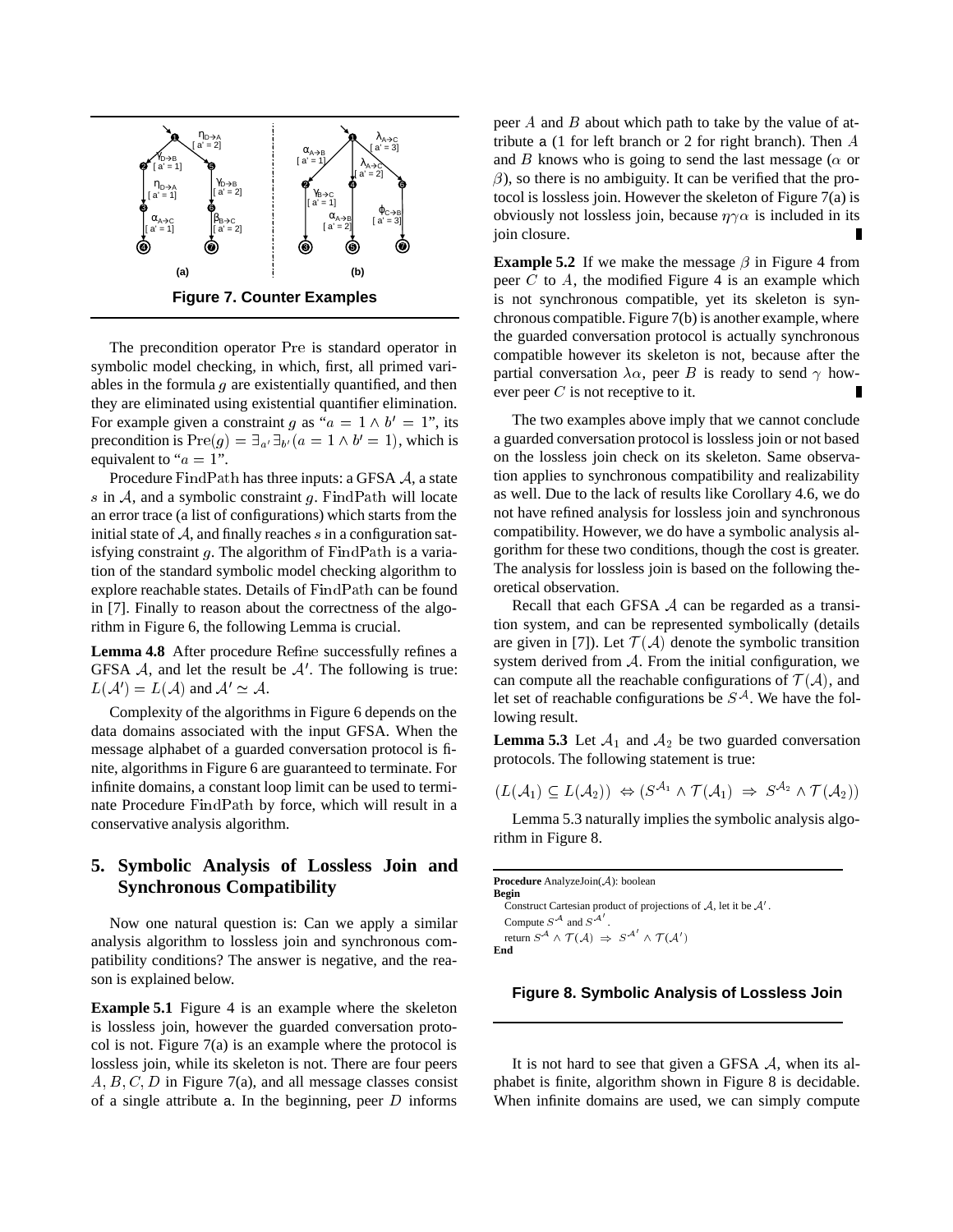**Figure 7. Counter Examples**

The precondition operator Pre is standard operator in symbolic model checking, in which, first, all primed variables in the formula $g$ are existentially quantified, and then they are eliminated using existential quantifier elimination. For example given a constraint $g$ as "$a = 1 \wedge b' = 1$", its precondition is $\text{Pre}(g) = \exists_{a'} \exists_{b'} (a = 1 \wedge b' = 1)$, which is equivalent to "$a = 1$".

Procedure FindPath has three inputs: a GFSA $\mathcal{A}$, a state $s$ in $\mathcal{A}$, and a symbolic constraint $g$. FindPath will locate an error trace (a list of configurations) which starts from the initial state of $\mathcal{A}$, and finally reaches $s$ in a configuration satisfying constraint $g$. The algorithm of FindPath is a variation of the standard symbolic model checking algorithm to explore reachable states. Details of FindPath can be found in [7]. Finally to reason about the correctness of the algorithm in Figure 6, the following Lemma is crucial.

**Lemma 4.8** After procedure Refine successfully refines a GFSA $\mathcal{A}$, and let the result be $\mathcal{A}'$. The following is true: $L(\mathcal{A}') = L(\mathcal{A})$ and $\mathcal{A}' \simeq \mathcal{A}$.

Complexity of the algorithms in Figure 6 depends on the data domains associated with the input GFSA. When the message alphabet of a guarded conversation protocol is finite, algorithms in Figure 6 are guaranteed to terminate. For infinite domains, a constant loop limit can be used to terminate Procedure FindPath by force, which will result in a conservative analysis algorithm.

## 5. Symbolic Analysis of Lossless Join and Synchronous Compatibility

Now one natural question is: Can we apply a similar analysis algorithm to lossless join and synchronous compatibility conditions? The answer is negative, and the reason is explained below.

**Example 5.1** Figure 4 is an example where the skeleton is lossless join, however the guarded conversation protocol is not. Figure 7(a) is an example where the protocol is lossless join, while its skeleton is not. There are four peers $A, B, C, D$ in Figure 7(a), and all message classes consist of a single attribute a. In the beginning, peer $D$ informs peer $A$ and $B$ about which path to take by the value of attribute a (1 for left branch or 2 for right branch). Then $A$ and $B$ knows who is going to send the last message ($\alpha$ or $\beta$), so there is no ambiguity. It can be verified that the protocol is lossless join. However the skeleton of Figure 7(a) is obviously not lossless join, because $\eta\gamma\alpha$ is included in its join closure. ∎

**Example 5.2** If we make the message $\beta$ in Figure 4 from peer $C$ to $A$, the modified Figure 4 is an example which is not synchronous compatible, yet its skeleton is synchronous compatible. Figure 7(b) is another example, where the guarded conversation protocol is actually synchronous compatible however its skeleton is not, because after the partial conversation $\lambda\alpha$, peer $B$ is ready to send $\gamma$ however peer $C$ is not receptive to it. ∎

The two examples above imply that we cannot conclude a guarded conversation protocol is lossless join or not based on the lossless join check on its skeleton. Same observation applies to synchronous compatibility and realizability as well. Due to the lack of results like Corollary 4.6, we do not have refined analysis for lossless join and synchronous compatibility. However, we do have a symbolic analysis algorithm for these two conditions, though the cost is greater. The analysis for lossless join is based on the following theoretical observation.

Recall that each GFSA $\mathcal{A}$ can be regarded as a transition system, and can be represented symbolically (details are given in [7]). Let $\mathcal{T}(\mathcal{A})$ denote the symbolic transition system derived from $\mathcal{A}$. From the initial configuration, we can compute all the reachable configurations of $\mathcal{T}(\mathcal{A})$, and let set of reachable configurations be $S^{\mathcal{A}}$. We have the following result.

**Lemma 5.3** Let $\mathcal{A}_1$ and $\mathcal{A}_2$ be two guarded conversation protocols. The following statement is true:

$$(L(\mathcal{A}_1) \subseteq L(\mathcal{A}_2)) \Leftrightarrow (S^{\mathcal{A}_1} \wedge \mathcal{T}(\mathcal{A}_1) \Rightarrow S^{\mathcal{A}_2} \wedge \mathcal{T}(\mathcal{A}_2))$$

Lemma 5.3 naturally implies the symbolic analysis algorithm in Figure 8.

```
Procedure AnalyzeJoin(A): boolean
Begin
  Construct Cartesian product of projections of A, let it be A'.
  Compute S^A and S^A'.
  return S^A ∧ T(A) ⇒ S^A' ∧ T(A')
End
```

**Figure 8. Symbolic Analysis of Lossless Join**

It is not hard to see that given a GFSA $\mathcal{A}$, when its alphabet is finite, algorithm shown in Figure 8 is decidable. When infinite domains are used, we can simply compute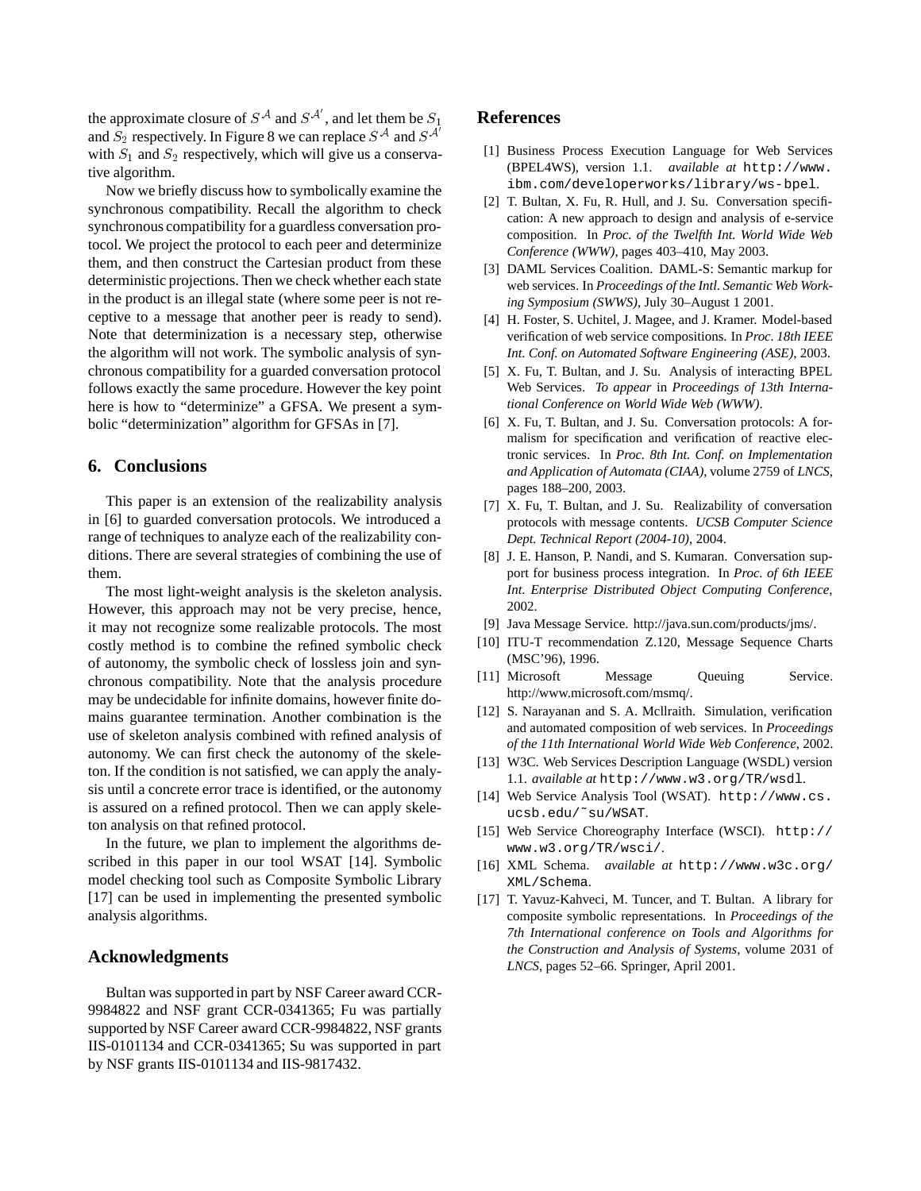the approximate closure of $S^{\mathcal{A}}$ and $S^{\mathcal{A}'}$, and let them be $S_1$ and $S_2$ respectively. In Figure 8 we can replace $S^{\mathcal{A}}$ and $S^{\mathcal{A}'}$ with $S_1$ and $S_2$ respectively, which will give us a conservative algorithm.

Now we briefly discuss how to symbolically examine the synchronous compatibility. Recall the algorithm to check synchronous compatibility for a guardless conversation protocol. We project the protocol to each peer and determinize them, and then construct the Cartesian product from these deterministic projections. Then we check whether each state in the product is an illegal state (where some peer is not receptive to a message that another peer is ready to send). Note that determinization is a necessary step, otherwise the algorithm will not work. The symbolic analysis of synchronous compatibility for a guarded conversation protocol follows exactly the same procedure. However the key point here is how to "determinize" a GFSA. We present a symbolic "determinization" algorithm for GFSAs in [7].

## 6. Conclusions

This paper is an extension of the realizability analysis in [6] to guarded conversation protocols. We introduced a range of techniques to analyze each of the realizability conditions. There are several strategies of combining the use of them.

The most light-weight analysis is the skeleton analysis. However, this approach may not be very precise, hence, it may not recognize some realizable protocols. The most costly method is to combine the refined symbolic check of autonomy, the symbolic check of lossless join and synchronous compatibility. Note that the analysis procedure may be undecidable for infinite domains, however finite domains guarantee termination. Another combination is the use of skeleton analysis combined with refined analysis of autonomy. We can first check the autonomy of the skeleton. If the condition is not satisfied, we can apply the analysis until a concrete error trace is identified, or the autonomy is assured on a refined protocol. Then we can apply skeleton analysis on that refined protocol.

In the future, we plan to implement the algorithms described in this paper in our tool WSAT [14]. Symbolic model checking tool such as Composite Symbolic Library [17] can be used in implementing the presented symbolic analysis algorithms.

## Acknowledgments

Bultan was supported in part by NSF Career award CCR-9984822 and NSF grant CCR-0341365; Fu was partially supported by NSF Career award CCR-9984822, NSF grants IIS-0101134 and CCR-0341365; Su was supported in part by NSF grants IIS-0101134 and IIS-9817432.

## References

[1] Business Process Execution Language for Web Services (BPEL4WS), version 1.1. *available at* `http://www.ibm.com/developerworks/library/ws-bpel`.

[2] T. Bultan, X. Fu, R. Hull, and J. Su. Conversation specification: A new approach to design and analysis of e-service composition. In *Proc. of the Twelfth Int. World Wide Web Conference (WWW)*, pages 403–410, May 2003.

[3] DAML Services Coalition. DAML-S: Semantic markup for web services. In *Proceedings of the Intl. Semantic Web Working Symposium (SWWS)*, July 30–August 1 2001.

[4] H. Foster, S. Uchitel, J. Magee, and J. Kramer. Model-based verification of web service compositions. In *Proc. 18th IEEE Int. Conf. on Automated Software Engineering (ASE)*, 2003.

[5] X. Fu, T. Bultan, and J. Su. Analysis of interacting BPEL Web Services. *To appear* in *Proceedings of 13th International Conference on World Wide Web (WWW)*.

[6] X. Fu, T. Bultan, and J. Su. Conversation protocols: A formalism for specification and verification of reactive electronic services. In *Proc. 8th Int. Conf. on Implementation and Application of Automata (CIAA)*, volume 2759 of *LNCS*, pages 188–200, 2003.

[7] X. Fu, T. Bultan, and J. Su. Realizability of conversation protocols with message contents. *UCSB Computer Science Dept. Technical Report (2004-10)*, 2004.

[8] J. E. Hanson, P. Nandi, and S. Kumaran. Conversation support for business process integration. In *Proc. of 6th IEEE Int. Enterprise Distributed Object Computing Conference*, 2002.

[9] Java Message Service. http://java.sun.com/products/jms/.

[10] ITU-T recommendation Z.120, Message Sequence Charts (MSC'96), 1996.

[11] Microsoft Message Queuing Service. http://www.microsoft.com/msmq/.

[12] S. Narayanan and S. A. Mcllraith. Simulation, verification and automated composition of web services. In *Proceedings of the 11th International World Wide Web Conference*, 2002.

[13] W3C. Web Services Description Language (WSDL) version 1.1. *available at* `http://www.w3.org/TR/wsdl`.

[14] Web Service Analysis Tool (WSAT). `http://www.cs.ucsb.edu/~su/WSAT`.

[15] Web Service Choreography Interface (WSCI). `http://www.w3.org/TR/wsci/`.

[16] XML Schema. *available at* `http://www.w3c.org/XML/Schema`.

[17] T. Yavuz-Kahveci, M. Tuncer, and T. Bultan. A library for composite symbolic representations. In *Proceedings of the 7th International conference on Tools and Algorithms for the Construction and Analysis of Systems*, volume 2031 of *LNCS*, pages 52–66. Springer, April 2001.